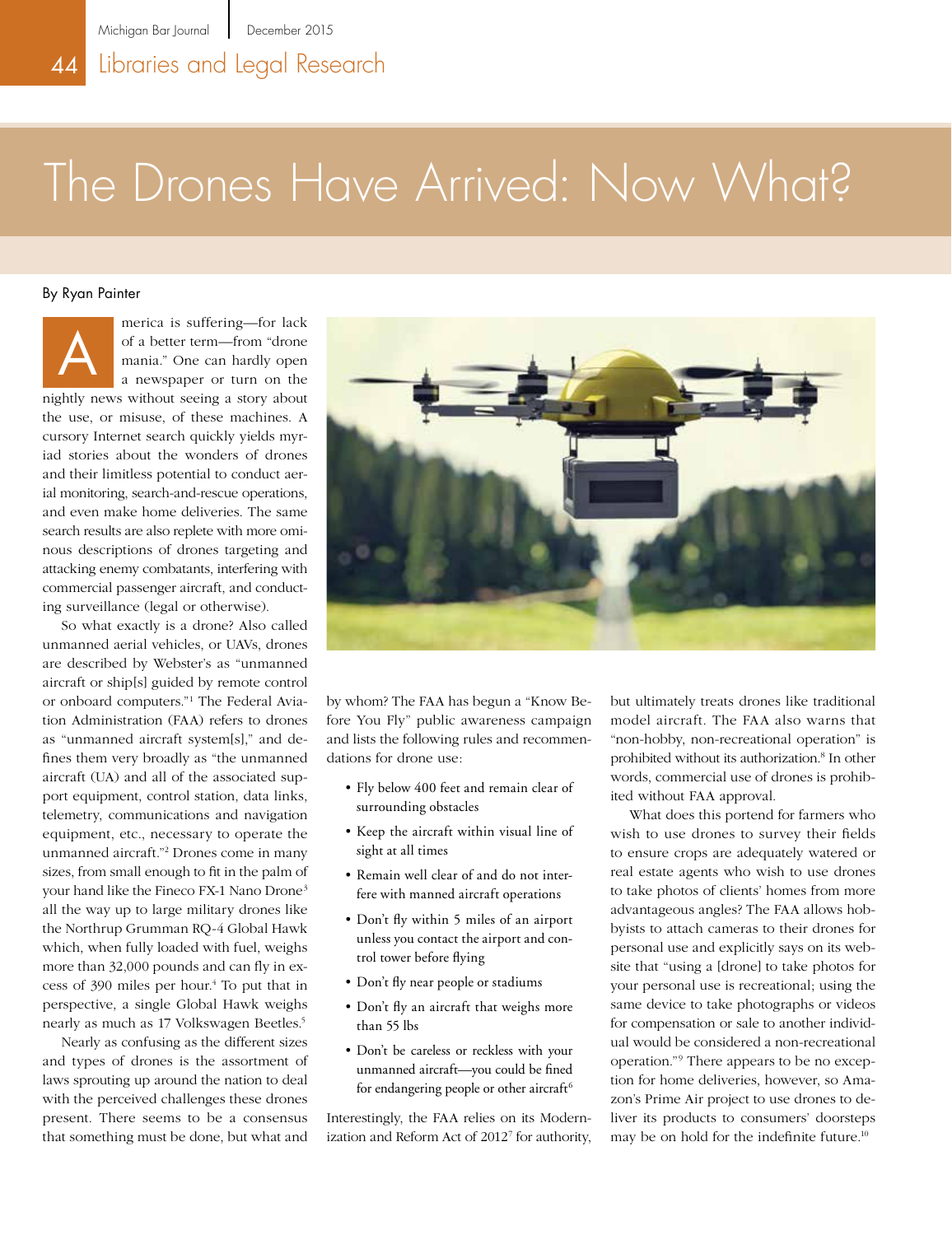# The Drones Have Arrived: Now What?

By Ryan Painter

America is suffering—for lack of a better term—from "drone mania." One can hardly open a newspaper or turn on the nightly news without seeing a story about the use, or misuse, of these machines. A cursory Internet search quickly yields myriad stories about the wonders of drones and their limitless potential to conduct aerial monitoring, search-and-rescue operations, and even make home deliveries. The same search results are also replete with more ominous descriptions of drones targeting and attacking enemy combatants, interfering with commercial passenger aircraft, and conducting surveillance (legal or otherwise).

So what exactly is a drone? Also called unmanned aerial vehicles, or UAVs, drones are described by Webster's as "unmanned aircraft or ship[s] guided by remote control or onboard computers."[1] The Federal Aviation Administration (FAA) refers to drones as "unmanned aircraft system[s]," and defines them very broadly as "the unmanned aircraft (UA) and all of the associated support equipment, control station, data links, telemetry, communications and navigation equipment, etc., necessary to operate the unmanned aircraft."[2] Drones come in many sizes, from small enough to fit in the palm of your hand like the Fineco FX-1 Nano Drone[3] all the way up to large military drones like the Northrup Grumman RQ-4 Global Hawk which, when fully loaded with fuel, weighs more than 32,000 pounds and can fly in excess of 390 miles per hour.[4] To put that in perspective, a single Global Hawk weighs nearly as much as 17 Volkswagen Beetles.[5]

Nearly as confusing as the different sizes and types of drones is the assortment of laws sprouting up around the nation to deal with the perceived challenges these drones present. There seems to be a consensus that something must be done, but what and by whom? The FAA has begun a "Know Before You Fly" public awareness campaign and lists the following rules and recommendations for drone use:

- Fly below 400 feet and remain clear of surrounding obstacles
- Keep the aircraft within visual line of sight at all times
- Remain well clear of and do not interfere with manned aircraft operations
- Don't fly within 5 miles of an airport unless you contact the airport and control tower before flying
- Don't fly near people or stadiums
- Don't fly an aircraft that weighs more than 55 lbs
- Don't be careless or reckless with your unmanned aircraft—you could be fined for endangering people or other aircraft[6]

Interestingly, the FAA relies on its Modernization and Reform Act of 2012[7] for authority, but ultimately treats drones like traditional model aircraft. The FAA also warns that "non-hobby, non-recreational operation" is prohibited without its authorization.[8] In other words, commercial use of drones is prohibited without FAA approval.

What does this portend for farmers who wish to use drones to survey their fields to ensure crops are adequately watered or real estate agents who wish to use drones to take photos of clients' homes from more advantageous angles? The FAA allows hobbyists to attach cameras to their drones for personal use and explicitly says on its website that "using a [drone] to take photos for your personal use is recreational; using the same device to take photographs or videos for compensation or sale to another individual would be considered a non-recreational operation."[9] There appears to be no exception for home deliveries, however, so Amazon's Prime Air project to use drones to deliver its products to consumers' doorsteps may be on hold for the indefinite future.[10]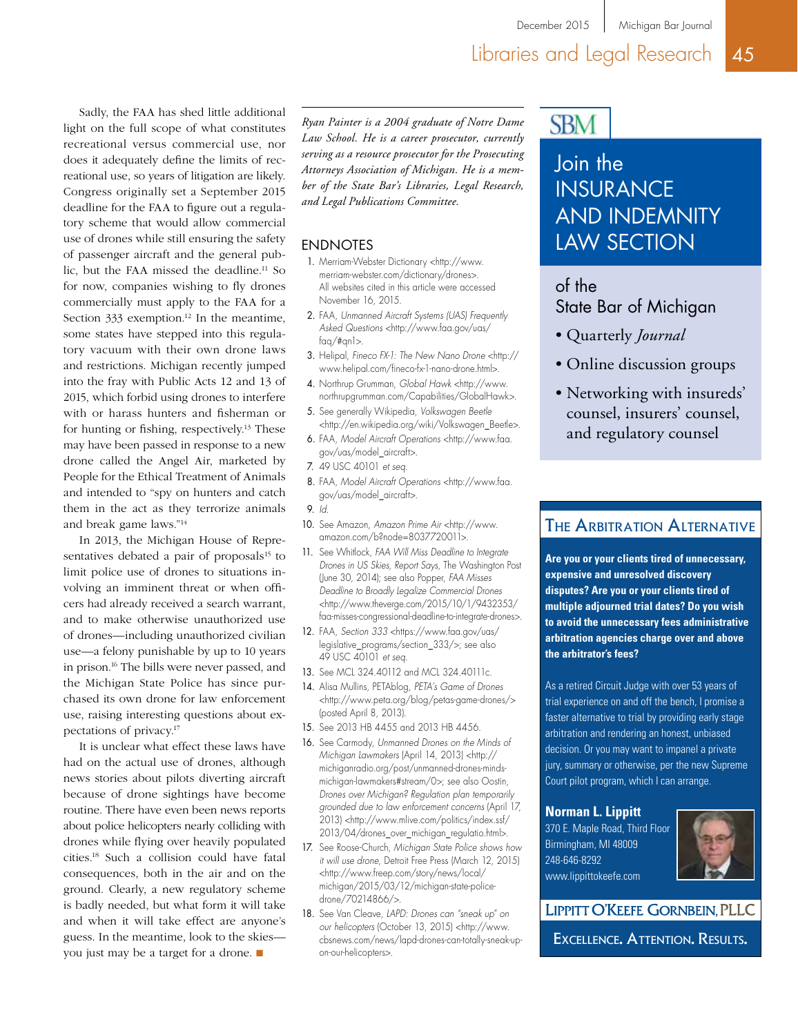Sadly, the FAA has shed little additional light on the full scope of what constitutes recreational versus commercial use, nor does it adequately define the limits of recreational use, so years of litigation are likely. Congress originally set a September 2015 deadline for the FAA to figure out a regulatory scheme that would allow commercial use of drones while still ensuring the safety of passenger aircraft and the general public, but the FAA missed the deadline.[11] So for now, companies wishing to fly drones commercially must apply to the FAA for a Section 333 exemption.[12] In the meantime, some states have stepped into this regulatory vacuum with their own drone laws and restrictions. Michigan recently jumped into the fray with Public Acts 12 and 13 of 2015, which forbid using drones to interfere with or harass hunters and fisherman or for hunting or fishing, respectively.[13] These may have been passed in response to a new drone called the Angel Air, marketed by People for the Ethical Treatment of Animals and intended to "spy on hunters and catch them in the act as they terrorize animals and break game laws."[14]

In 2013, the Michigan House of Representatives debated a pair of proposals[15] to limit police use of drones to situations involving an imminent threat or when officers had already received a search warrant, and to make otherwise unauthorized use of drones—including unauthorized civilian use—a felony punishable by up to 10 years in prison.[16] The bills were never passed, and the Michigan State Police has since purchased its own drone for law enforcement use, raising interesting questions about expectations of privacy.[17]

It is unclear what effect these laws have had on the actual use of drones, although news stories about pilots diverting aircraft because of drone sightings have become routine. There have even been news reports about police helicopters nearly colliding with drones while flying over heavily populated cities.[18] Such a collision could have fatal consequences, both in the air and on the ground. Clearly, a new regulatory scheme is badly needed, but what form it will take and when it will take effect are anyone's guess. In the meantime, look to the skies—you just may be a target for a drone. ■

*Ryan Painter is a 2004 graduate of Notre Dame Law School. He is a career prosecutor, currently serving as a resource prosecutor for the Prosecuting Attorneys Association of Michigan. He is a member of the State Bar's Libraries, Legal Research, and Legal Publications Committee.*

## ENDNOTES

1. Merriam-Webster Dictionary <http://www.merriam-webster.com/dictionary/drones>. All websites cited in this article were accessed November 16, 2015.
2. FAA, *Unmanned Aircraft Systems (UAS) Frequently Asked Questions* <http://www.faa.gov/uas/faq/#qn1>.
3. Helipal, *Fineco FX-1: The New Nano Drone* <http://www.helipal.com/fineco-fx-1-nano-drone.html>.
4. Northrup Grumman, *Global Hawk* <http://www.northrupgrumman.com/Capabilities/GlobalHawk>.
5. See generally Wikipedia, *Volkswagen Beetle* <http://en.wikipedia.org/wiki/Volkswagen_Beetle>.
6. FAA, *Model Aircraft Operations* <http://www.faa.gov/uas/model_aircraft>.
7. 49 USC 40101 *et seq.*
8. FAA, *Model Aircraft Operations* <http://www.faa.gov/uas/model_aircraft>.
9. *Id.*
10. See Amazon, *Amazon Prime Air* <http://www.amazon.com/b?node=8037720011>.
11. See Whitlock, *FAA Will Miss Deadline to Integrate Drones in US Skies, Report Says*, The Washington Post (June 30, 2014); see also Popper, *FAA Misses Deadline to Broadly Legalize Commercial Drones* <http://www.theverge.com/2015/10/1/9432353/faa-misses-congressional-deadline-to-integrate-drones>.
12. FAA, *Section 333* <https://www.faa.gov/uas/legislative_programs/section_333/>; see also 49 USC 40101 *et seq.*
13. See MCL 324.40112 and MCL 324.40111c.
14. Alisa Mullins, PETAblog, *PETA's Game of Drones* <http://www.peta.org/blog/petas-game-drones/> (posted April 8, 2013).
15. See 2013 HB 4455 and 2013 HB 4456.
16. See Carmody, *Unmanned Drones on the Minds of Michigan Lawmakers* (April 14, 2013) <http://michiganradio.org/post/unmanned-drones-minds-michigan-lawmakers#stream/0>; see also Oostin, *Drones over Michigan? Regulation plan temporarily grounded due to law enforcement concerns* (April 17, 2013) <http://www.mlive.com/politics/index.ssf/2013/04/drones_over_michigan_regulatio.html>.
17. See Roose-Church, *Michigan State Police shows how it will use drone*, Detroit Free Press (March 12, 2015) <http://www.freep.com/story/news/local/michigan/2015/03/12/michigan-state-police-drone/70214866/>.
18. See Van Cleave, *LAPD: Drones can "sneak up" on our helicopters* (October 13, 2015) <http://www.cbsnews.com/news/lapd-drones-can-totally-sneak-up-on-our-helicopters>.

SBM

# Join the INSURANCE AND INDEMNITY LAW SECTION

of the State Bar of Michigan

- Quarterly *Journal*
- Online discussion groups
- Networking with insureds' counsel, insurers' counsel, and regulatory counsel

## The Arbitration Alternative

**Are you or your clients tired of unnecessary, expensive and unresolved discovery disputes? Are you or your clients tired of multiple adjourned trial dates? Do you wish to avoid the unnecessary fees administrative arbitration agencies charge over and above the arbitrator's fees?**

As a retired Circuit Judge with over 53 years of trial experience on and off the bench, I promise a faster alternative to trial by providing early stage arbitration and rendering an honest, unbiased decision. Or you may want to impanel a private jury, summary or otherwise, per the new Supreme Court pilot program, which I can arrange.

**Norman L. Lippitt**
370 E. Maple Road, Third Floor
Birmingham, MI 48009
248-646-8292
www.lippittokeefe.com

LIPPITT O'KEEFE GORNBEIN, PLLC

EXCELLENCE. ATTENTION. RESULTS.